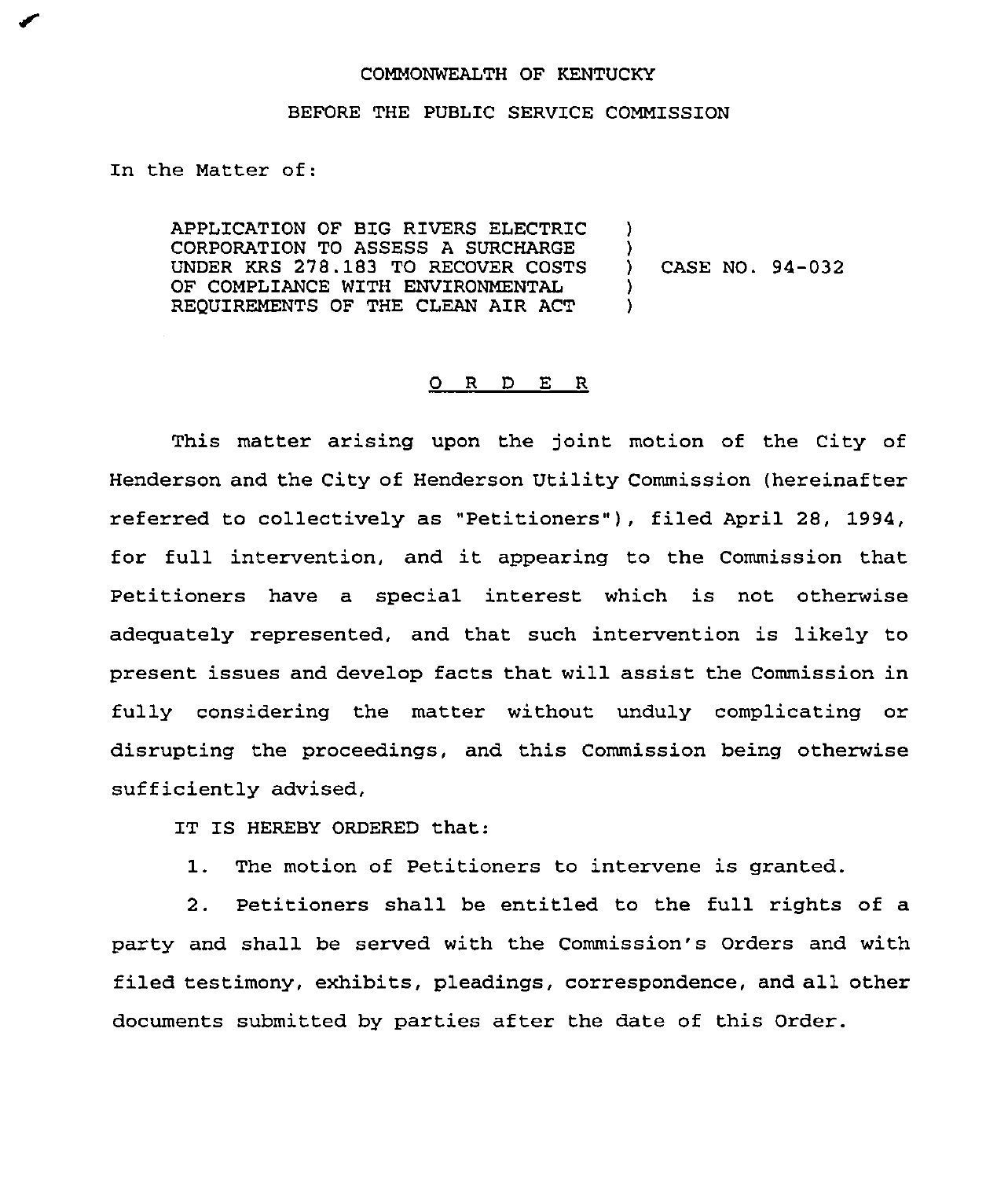COMMONWEALTH OF KENTUCKY

BEFORE THE PUBLIC SERVICE COMMISSION

In the Matter of:

APPLICATION OF BIG RIVERS ELECTRIC CORPORATION TO ASSESS A SURCHARGE UNDER KRS 278.183 TO RECOVER COSTS OF COMPLIANCE WITH ENVIRONMENTAL REQUIREMENTS OF THE CLEAN AIR ACT ) CASE NO. 94-032

## O R D E R

This matter arising upon the joint motion of the City of Henderson and the City of Henderson Utility Commission (hereinafter referred to collectively as "Petitioners"), filed April 28, 1994, for full intervention, and it appearing to the Commission that Petitioners have a special interest which is not otherwise adequately represented, and that such intervention is likely to present issues and develop facts that will assist the Commission in fully considering the matter without unduly complicating or disrupting the proceedings, and this Commission being otherwise sufficiently advised,

IT IS HEREBY ORDERED that:

1. The motion of Petitioners to intervene is granted.

2. Petitioners shall be entitled to the full rights of a party and shall be served with the Commission's Orders and with filed testimony, exhibits, pleadings, correspondence, and all other documents submitted by parties after the date of this Order.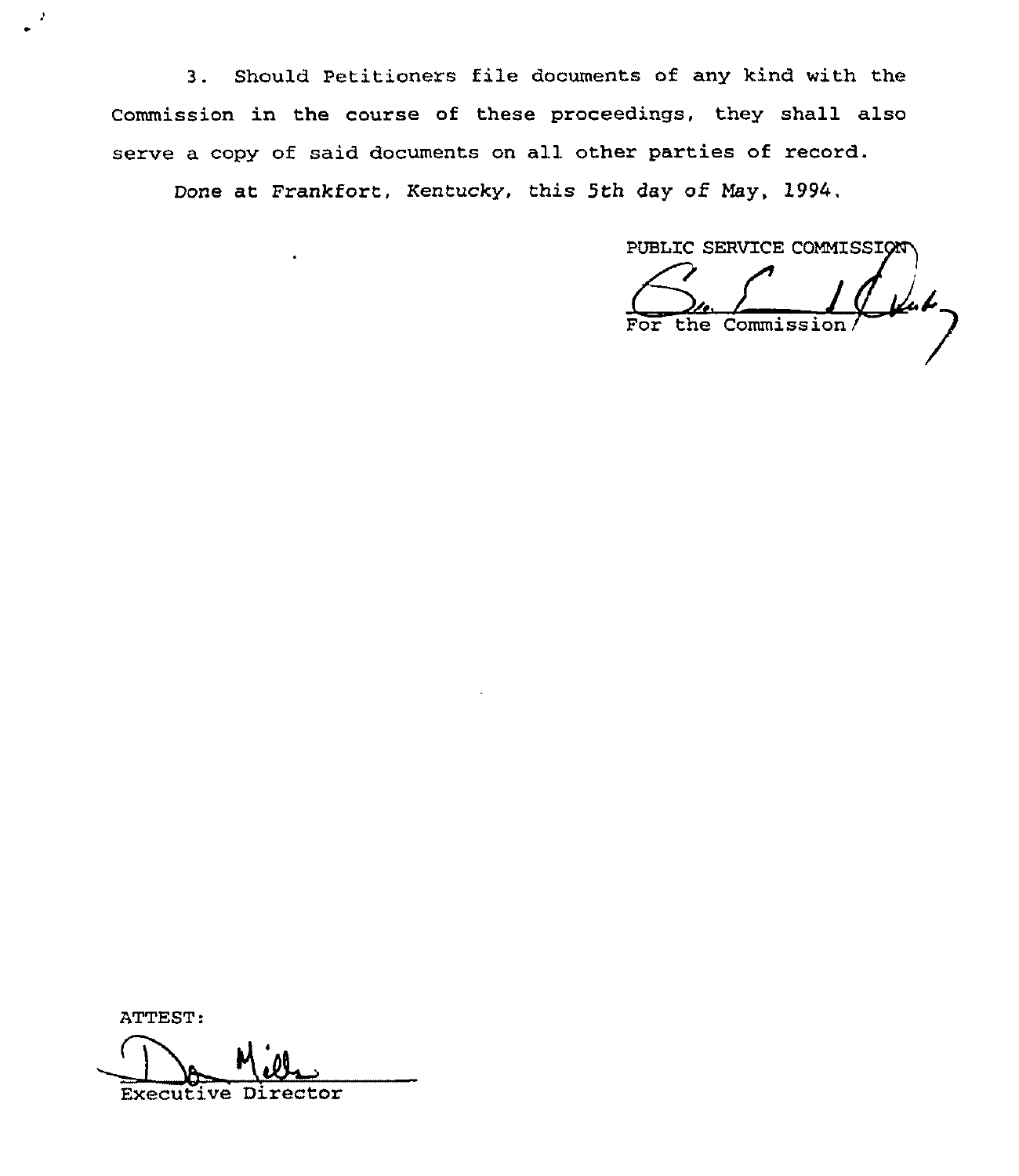3. Should Petitioners file documents of any kind with the Commission in the course of these proceedings, they shall also serve a copy of said documents on all other parties of record.

Done at Frankfort, Kentucky, this 5th day of May, 1994.

PUBLIC SERVICE COMMISSION

For the Commission

ATTEST:

Executive Director